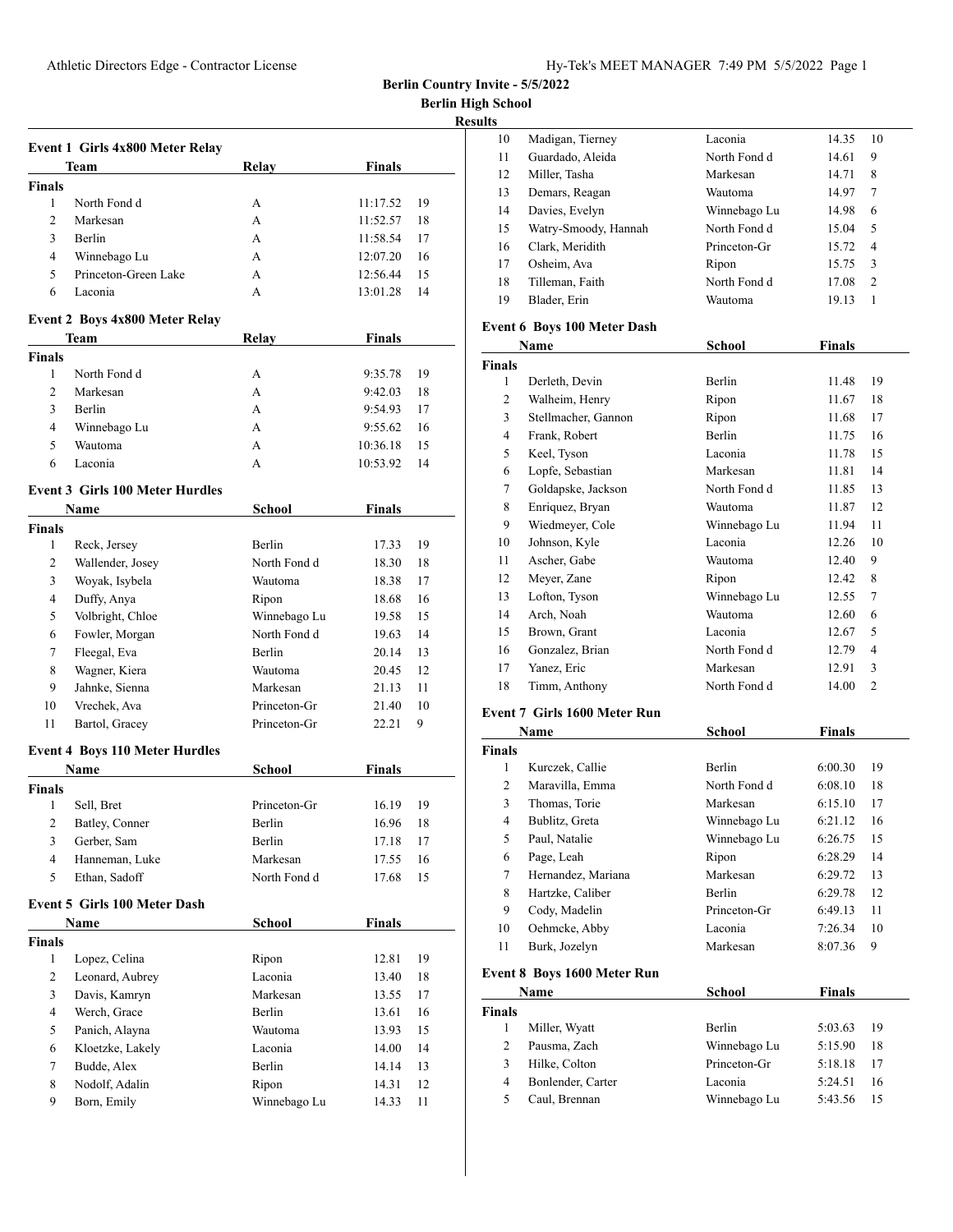# Berlin Country Invite - 5/5/2022

## Berlin High School

### Results

#### Event 1 Girls 4x800 Meter Relay

| | Team | Relay | Finals | |
|---|---|---|---|---|
| **Finals** | | | | |
| 1 | North Fond d | A | 11:17.52 | 19 |
| 2 | Markesan | A | 11:52.57 | 18 |
| 3 | Berlin | A | 11:58.54 | 17 |
| 4 | Winnebago Lu | A | 12:07.20 | 16 |
| 5 | Princeton-Green Lake | A | 12:56.44 | 15 |
| 6 | Laconia | A | 13:01.28 | 14 |

#### Event 2 Boys 4x800 Meter Relay

| | Team | Relay | Finals | |
|---|---|---|---|---|
| **Finals** | | | | |
| 1 | North Fond d | A | 9:35.78 | 19 |
| 2 | Markesan | A | 9:42.03 | 18 |
| 3 | Berlin | A | 9:54.93 | 17 |
| 4 | Winnebago Lu | A | 9:55.62 | 16 |
| 5 | Wautoma | A | 10:36.18 | 15 |
| 6 | Laconia | A | 10:53.92 | 14 |

#### Event 3 Girls 100 Meter Hurdles

| | Name | School | Finals | |
|---|---|---|---|---|
| **Finals** | | | | |
| 1 | Reck, Jersey | Berlin | 17.33 | 19 |
| 2 | Wallender, Josey | North Fond d | 18.30 | 18 |
| 3 | Woyak, Isybela | Wautoma | 18.38 | 17 |
| 4 | Duffy, Anya | Ripon | 18.68 | 16 |
| 5 | Volbright, Chloe | Winnebago Lu | 19.58 | 15 |
| 6 | Fowler, Morgan | North Fond d | 19.63 | 14 |
| 7 | Fleegal, Eva | Berlin | 20.14 | 13 |
| 8 | Wagner, Kiera | Wautoma | 20.45 | 12 |
| 9 | Jahnke, Sienna | Markesan | 21.13 | 11 |
| 10 | Vrechek, Ava | Princeton-Gr | 21.40 | 10 |
| 11 | Bartol, Gracey | Princeton-Gr | 22.21 | 9 |

#### Event 4 Boys 110 Meter Hurdles

| | Name | School | Finals | |
|---|---|---|---|---|
| **Finals** | | | | |
| 1 | Sell, Bret | Princeton-Gr | 16.19 | 19 |
| 2 | Batley, Conner | Berlin | 16.96 | 18 |
| 3 | Gerber, Sam | Berlin | 17.18 | 17 |
| 4 | Hanneman, Luke | Markesan | 17.55 | 16 |
| 5 | Ethan, Sadoff | North Fond d | 17.68 | 15 |

#### Event 5 Girls 100 Meter Dash

| | Name | School | Finals | |
|---|---|---|---|---|
| **Finals** | | | | |
| 1 | Lopez, Celina | Ripon | 12.81 | 19 |
| 2 | Leonard, Aubrey | Laconia | 13.40 | 18 |
| 3 | Davis, Kamryn | Markesan | 13.55 | 17 |
| 4 | Werch, Grace | Berlin | 13.61 | 16 |
| 5 | Panich, Alayna | Wautoma | 13.93 | 15 |
| 6 | Kloetzke, Lakely | Laconia | 14.00 | 14 |
| 7 | Budde, Alex | Berlin | 14.14 | 13 |
| 8 | Nodolf, Adalin | Ripon | 14.31 | 12 |
| 9 | Born, Emily | Winnebago Lu | 14.33 | 11 |
| 10 | Madigan, Tierney | Laconia | 14.35 | 10 |
| 11 | Guardado, Aleida | North Fond d | 14.61 | 9 |
| 12 | Miller, Tasha | Markesan | 14.71 | 8 |
| 13 | Demars, Reagan | Wautoma | 14.97 | 7 |
| 14 | Davies, Evelyn | Winnebago Lu | 14.98 | 6 |
| 15 | Watry-Smoody, Hannah | North Fond d | 15.04 | 5 |
| 16 | Clark, Meridith | Princeton-Gr | 15.72 | 4 |
| 17 | Osheim, Ava | Ripon | 15.75 | 3 |
| 18 | Tilleman, Faith | North Fond d | 17.08 | 2 |
| 19 | Blader, Erin | Wautoma | 19.13 | 1 |

#### Event 6 Boys 100 Meter Dash

| | Name | School | Finals | |
|---|---|---|---|---|
| **Finals** | | | | |
| 1 | Derleth, Devin | Berlin | 11.48 | 19 |
| 2 | Walheim, Henry | Ripon | 11.67 | 18 |
| 3 | Stellmacher, Gannon | Ripon | 11.68 | 17 |
| 4 | Frank, Robert | Berlin | 11.75 | 16 |
| 5 | Keel, Tyson | Laconia | 11.78 | 15 |
| 6 | Lopfe, Sebastian | Markesan | 11.81 | 14 |
| 7 | Goldapske, Jackson | North Fond d | 11.85 | 13 |
| 8 | Enriquez, Bryan | Wautoma | 11.87 | 12 |
| 9 | Wiedmeyer, Cole | Winnebago Lu | 11.94 | 11 |
| 10 | Johnson, Kyle | Laconia | 12.26 | 10 |
| 11 | Ascher, Gabe | Wautoma | 12.40 | 9 |
| 12 | Meyer, Zane | Ripon | 12.42 | 8 |
| 13 | Lofton, Tyson | Winnebago Lu | 12.55 | 7 |
| 14 | Arch, Noah | Wautoma | 12.60 | 6 |
| 15 | Brown, Grant | Laconia | 12.67 | 5 |
| 16 | Gonzalez, Brian | North Fond d | 12.79 | 4 |
| 17 | Yanez, Eric | Markesan | 12.91 | 3 |
| 18 | Timm, Anthony | North Fond d | 14.00 | 2 |

#### Event 7 Girls 1600 Meter Run

| | Name | School | Finals | |
|---|---|---|---|---|
| **Finals** | | | | |
| 1 | Kurczek, Callie | Berlin | 6:00.30 | 19 |
| 2 | Maravilla, Emma | North Fond d | 6:08.10 | 18 |
| 3 | Thomas, Torie | Markesan | 6:15.10 | 17 |
| 4 | Bublitz, Greta | Winnebago Lu | 6:21.12 | 16 |
| 5 | Paul, Natalie | Winnebago Lu | 6:26.75 | 15 |
| 6 | Page, Leah | Ripon | 6:28.29 | 14 |
| 7 | Hernandez, Mariana | Markesan | 6:29.72 | 13 |
| 8 | Hartzke, Caliber | Berlin | 6:29.78 | 12 |
| 9 | Cody, Madelin | Princeton-Gr | 6:49.13 | 11 |
| 10 | Oehmcke, Abby | Laconia | 7:26.34 | 10 |
| 11 | Burk, Jozelyn | Markesan | 8:07.36 | 9 |

#### Event 8 Boys 1600 Meter Run

| | Name | School | Finals | |
|---|---|---|---|---|
| **Finals** | | | | |
| 1 | Miller, Wyatt | Berlin | 5:03.63 | 19 |
| 2 | Pausma, Zach | Winnebago Lu | 5:15.90 | 18 |
| 3 | Hilke, Colton | Princeton-Gr | 5:18.18 | 17 |
| 4 | Bonlender, Carter | Laconia | 5:24.51 | 16 |
| 5 | Caul, Brennan | Winnebago Lu | 5:43.56 | 15 |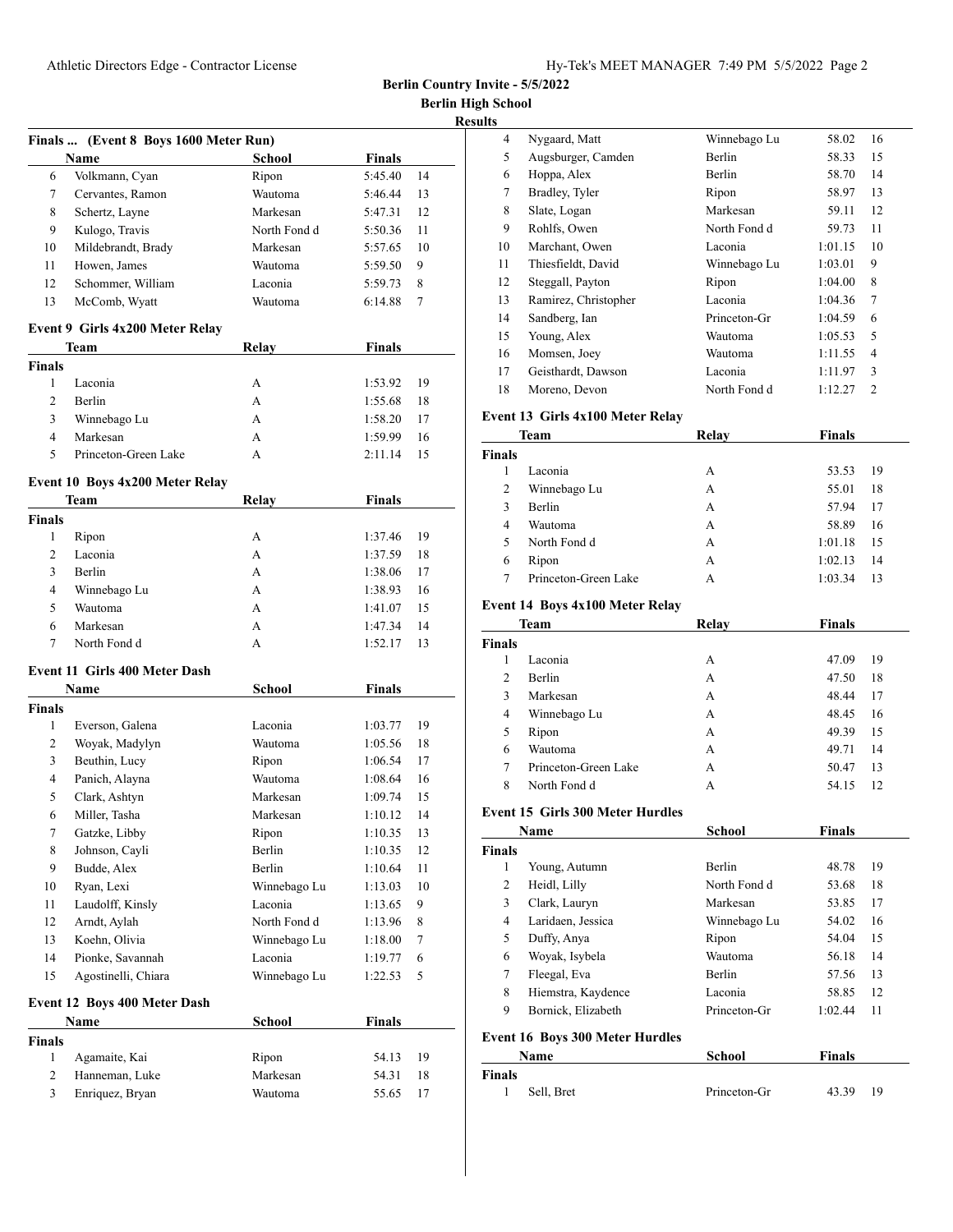# Berlin Country Invite - 5/5/2022

## Berlin High School

### Results

#### Finals ... (Event 8 Boys 1600 Meter Run)

| | Name | School | Finals | |
|---|---|---|---|---|
| 6 | Volkmann, Cyan | Ripon | 5:45.40 | 14 |
| 7 | Cervantes, Ramon | Wautoma | 5:46.44 | 13 |
| 8 | Schertz, Layne | Markesan | 5:47.31 | 12 |
| 9 | Kulogo, Travis | North Fond d | 5:50.36 | 11 |
| 10 | Mildebrandt, Brady | Markesan | 5:57.65 | 10 |
| 11 | Howen, James | Wautoma | 5:59.50 | 9 |
| 12 | Schommer, William | Laconia | 5:59.73 | 8 |
| 13 | McComb, Wyatt | Wautoma | 6:14.88 | 7 |

#### Event 9 Girls 4x200 Meter Relay

| | Team | Relay | Finals | |
|---|---|---|---|---|
| **Finals** | | | | |
| 1 | Laconia | A | 1:53.92 | 19 |
| 2 | Berlin | A | 1:55.68 | 18 |
| 3 | Winnebago Lu | A | 1:58.20 | 17 |
| 4 | Markesan | A | 1:59.99 | 16 |
| 5 | Princeton-Green Lake | A | 2:11.14 | 15 |

#### Event 10 Boys 4x200 Meter Relay

| | Team | Relay | Finals | |
|---|---|---|---|---|
| **Finals** | | | | |
| 1 | Ripon | A | 1:37.46 | 19 |
| 2 | Laconia | A | 1:37.59 | 18 |
| 3 | Berlin | A | 1:38.06 | 17 |
| 4 | Winnebago Lu | A | 1:38.93 | 16 |
| 5 | Wautoma | A | 1:41.07 | 15 |
| 6 | Markesan | A | 1:47.34 | 14 |
| 7 | North Fond d | A | 1:52.17 | 13 |

#### Event 11 Girls 400 Meter Dash

| | Name | School | Finals | |
|---|---|---|---|---|
| **Finals** | | | | |
| 1 | Everson, Galena | Laconia | 1:03.77 | 19 |
| 2 | Woyak, Madylyn | Wautoma | 1:05.56 | 18 |
| 3 | Beuthin, Lucy | Ripon | 1:06.54 | 17 |
| 4 | Panich, Alayna | Wautoma | 1:08.64 | 16 |
| 5 | Clark, Ashtyn | Markesan | 1:09.74 | 15 |
| 6 | Miller, Tasha | Markesan | 1:10.12 | 14 |
| 7 | Gatzke, Libby | Ripon | 1:10.35 | 13 |
| 8 | Johnson, Cayli | Berlin | 1:10.35 | 12 |
| 9 | Budde, Alex | Berlin | 1:10.64 | 11 |
| 10 | Ryan, Lexi | Winnebago Lu | 1:13.03 | 10 |
| 11 | Laudolff, Kinsly | Laconia | 1:13.65 | 9 |
| 12 | Arndt, Aylah | North Fond d | 1:13.96 | 8 |
| 13 | Koehn, Olivia | Winnebago Lu | 1:18.00 | 7 |
| 14 | Pionke, Savannah | Laconia | 1:19.77 | 6 |
| 15 | Agostinelli, Chiara | Winnebago Lu | 1:22.53 | 5 |

#### Event 12 Boys 400 Meter Dash

| | Name | School | Finals | |
|---|---|---|---|---|
| **Finals** | | | | |
| 1 | Agamaite, Kai | Ripon | 54.13 | 19 |
| 2 | Hanneman, Luke | Markesan | 54.31 | 18 |
| 3 | Enriquez, Bryan | Wautoma | 55.65 | 17 |
| 4 | Nygaard, Matt | Winnebago Lu | 58.02 | 16 |
| 5 | Augsburger, Camden | Berlin | 58.33 | 15 |
| 6 | Hoppa, Alex | Berlin | 58.70 | 14 |
| 7 | Bradley, Tyler | Ripon | 58.97 | 13 |
| 8 | Slate, Logan | Markesan | 59.11 | 12 |
| 9 | Rohlfs, Owen | North Fond d | 59.73 | 11 |
| 10 | Marchant, Owen | Laconia | 1:01.15 | 10 |
| 11 | Thiesfieldt, David | Winnebago Lu | 1:03.01 | 9 |
| 12 | Steggall, Payton | Ripon | 1:04.00 | 8 |
| 13 | Ramirez, Christopher | Laconia | 1:04.36 | 7 |
| 14 | Sandberg, Ian | Princeton-Gr | 1:04.59 | 6 |
| 15 | Young, Alex | Wautoma | 1:05.53 | 5 |
| 16 | Momsen, Joey | Wautoma | 1:11.55 | 4 |
| 17 | Geisthardt, Dawson | Laconia | 1:11.97 | 3 |
| 18 | Moreno, Devon | North Fond d | 1:12.27 | 2 |

#### Event 13 Girls 4x100 Meter Relay

| | Team | Relay | Finals | |
|---|---|---|---|---|
| **Finals** | | | | |
| 1 | Laconia | A | 53.53 | 19 |
| 2 | Winnebago Lu | A | 55.01 | 18 |
| 3 | Berlin | A | 57.94 | 17 |
| 4 | Wautoma | A | 58.89 | 16 |
| 5 | North Fond d | A | 1:01.18 | 15 |
| 6 | Ripon | A | 1:02.13 | 14 |
| 7 | Princeton-Green Lake | A | 1:03.34 | 13 |

#### Event 14 Boys 4x100 Meter Relay

| | Team | Relay | Finals | |
|---|---|---|---|---|
| **Finals** | | | | |
| 1 | Laconia | A | 47.09 | 19 |
| 2 | Berlin | A | 47.50 | 18 |
| 3 | Markesan | A | 48.44 | 17 |
| 4 | Winnebago Lu | A | 48.45 | 16 |
| 5 | Ripon | A | 49.39 | 15 |
| 6 | Wautoma | A | 49.71 | 14 |
| 7 | Princeton-Green Lake | A | 50.47 | 13 |
| 8 | North Fond d | A | 54.15 | 12 |

#### Event 15 Girls 300 Meter Hurdles

| | Name | School | Finals | |
|---|---|---|---|---|
| **Finals** | | | | |
| 1 | Young, Autumn | Berlin | 48.78 | 19 |
| 2 | Heidl, Lilly | North Fond d | 53.68 | 18 |
| 3 | Clark, Lauryn | Markesan | 53.85 | 17 |
| 4 | Laridaen, Jessica | Winnebago Lu | 54.02 | 16 |
| 5 | Duffy, Anya | Ripon | 54.04 | 15 |
| 6 | Woyak, Isybela | Wautoma | 56.18 | 14 |
| 7 | Fleegal, Eva | Berlin | 57.56 | 13 |
| 8 | Hiemstra, Kaydence | Laconia | 58.85 | 12 |
| 9 | Bornick, Elizabeth | Princeton-Gr | 1:02.44 | 11 |

#### Event 16 Boys 300 Meter Hurdles

| | Name | School | Finals | |
|---|---|---|---|---|
| **Finals** | | | | |
| 1 | Sell, Bret | Princeton-Gr | 43.39 | 19 |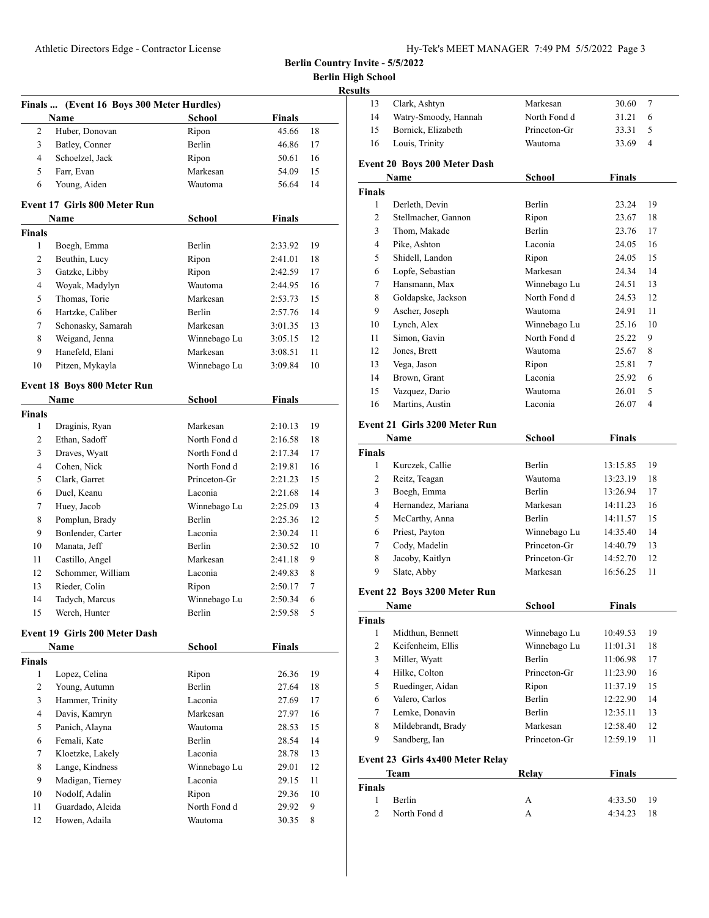Berlin Country Invite - 5/5/2022
Berlin High School
**Results**

### Finals ... (Event 16 Boys 300 Meter Hurdles)

| | Name | School | Finals | |
|---|---|---|---|---|
| 2 | Huber, Donovan | Ripon | 45.66 | 18 |
| 3 | Batley, Conner | Berlin | 46.86 | 17 |
| 4 | Schoelzel, Jack | Ripon | 50.61 | 16 |
| 5 | Farr, Evan | Markesan | 54.09 | 15 |
| 6 | Young, Aiden | Wautoma | 56.64 | 14 |

### Event 17 Girls 800 Meter Run

| | Name | School | Finals | |
|---|---|---|---|---|
| **Finals** | | | | |
| 1 | Boegh, Emma | Berlin | 2:33.92 | 19 |
| 2 | Beuthin, Lucy | Ripon | 2:41.01 | 18 |
| 3 | Gatzke, Libby | Ripon | 2:42.59 | 17 |
| 4 | Woyak, Madylyn | Wautoma | 2:44.95 | 16 |
| 5 | Thomas, Torie | Markesan | 2:53.73 | 15 |
| 6 | Hartzke, Caliber | Berlin | 2:57.76 | 14 |
| 7 | Schonasky, Samarah | Markesan | 3:01.35 | 13 |
| 8 | Weigand, Jenna | Winnebago Lu | 3:05.15 | 12 |
| 9 | Hanefeld, Elani | Markesan | 3:08.51 | 11 |
| 10 | Pitzen, Mykayla | Winnebago Lu | 3:09.84 | 10 |

### Event 18 Boys 800 Meter Run

| | Name | School | Finals | |
|---|---|---|---|---|
| **Finals** | | | | |
| 1 | Draginis, Ryan | Markesan | 2:10.13 | 19 |
| 2 | Ethan, Sadoff | North Fond d | 2:16.58 | 18 |
| 3 | Draves, Wyatt | North Fond d | 2:17.34 | 17 |
| 4 | Cohen, Nick | North Fond d | 2:19.81 | 16 |
| 5 | Clark, Garret | Princeton-Gr | 2:21.23 | 15 |
| 6 | Duel, Keanu | Laconia | 2:21.68 | 14 |
| 7 | Huey, Jacob | Winnebago Lu | 2:25.09 | 13 |
| 8 | Pomplun, Brady | Berlin | 2:25.36 | 12 |
| 9 | Bonlender, Carter | Laconia | 2:30.24 | 11 |
| 10 | Manata, Jeff | Berlin | 2:30.52 | 10 |
| 11 | Castillo, Angel | Markesan | 2:41.18 | 9 |
| 12 | Schommer, William | Laconia | 2:49.83 | 8 |
| 13 | Rieder, Colin | Ripon | 2:50.17 | 7 |
| 14 | Tadych, Marcus | Winnebago Lu | 2:50.34 | 6 |
| 15 | Werch, Hunter | Berlin | 2:59.58 | 5 |

### Event 19 Girls 200 Meter Dash

| | Name | School | Finals | |
|---|---|---|---|---|
| **Finals** | | | | |
| 1 | Lopez, Celina | Ripon | 26.36 | 19 |
| 2 | Young, Autumn | Berlin | 27.64 | 18 |
| 3 | Hammer, Trinity | Laconia | 27.69 | 17 |
| 4 | Davis, Kamryn | Markesan | 27.97 | 16 |
| 5 | Panich, Alayna | Wautoma | 28.53 | 15 |
| 6 | Femali, Kate | Berlin | 28.54 | 14 |
| 7 | Kloetzke, Lakely | Laconia | 28.78 | 13 |
| 8 | Lange, Kindness | Winnebago Lu | 29.01 | 12 |
| 9 | Madigan, Tierney | Laconia | 29.15 | 11 |
| 10 | Nodolf, Adalin | Ripon | 29.36 | 10 |
| 11 | Guardado, Aleida | North Fond d | 29.92 | 9 |
| 12 | Howen, Adaila | Wautoma | 30.35 | 8 |
| 13 | Clark, Ashtyn | Markesan | 30.60 | 7 |
| 14 | Watry-Smoody, Hannah | North Fond d | 31.21 | 6 |
| 15 | Bornick, Elizabeth | Princeton-Gr | 33.31 | 5 |
| 16 | Louis, Trinity | Wautoma | 33.69 | 4 |

### Event 20 Boys 200 Meter Dash

| | Name | School | Finals | |
|---|---|---|---|---|
| **Finals** | | | | |
| 1 | Derleth, Devin | Berlin | 23.24 | 19 |
| 2 | Stellmacher, Gannon | Ripon | 23.67 | 18 |
| 3 | Thom, Makade | Berlin | 23.76 | 17 |
| 4 | Pike, Ashton | Laconia | 24.05 | 16 |
| 5 | Shidell, Landon | Ripon | 24.05 | 15 |
| 6 | Lopfe, Sebastian | Markesan | 24.34 | 14 |
| 7 | Hansmann, Max | Winnebago Lu | 24.51 | 13 |
| 8 | Goldapske, Jackson | North Fond d | 24.53 | 12 |
| 9 | Ascher, Joseph | Wautoma | 24.91 | 11 |
| 10 | Lynch, Alex | Winnebago Lu | 25.16 | 10 |
| 11 | Simon, Gavin | North Fond d | 25.22 | 9 |
| 12 | Jones, Brett | Wautoma | 25.67 | 8 |
| 13 | Vega, Jason | Ripon | 25.81 | 7 |
| 14 | Brown, Grant | Laconia | 25.92 | 6 |
| 15 | Vazquez, Dario | Wautoma | 26.01 | 5 |
| 16 | Martins, Austin | Laconia | 26.07 | 4 |

### Event 21 Girls 3200 Meter Run

| | Name | School | Finals | |
|---|---|---|---|---|
| **Finals** | | | | |
| 1 | Kurczek, Callie | Berlin | 13:15.85 | 19 |
| 2 | Reitz, Teagan | Wautoma | 13:23.19 | 18 |
| 3 | Boegh, Emma | Berlin | 13:26.94 | 17 |
| 4 | Hernandez, Mariana | Markesan | 14:11.23 | 16 |
| 5 | McCarthy, Anna | Berlin | 14:11.57 | 15 |
| 6 | Priest, Payton | Winnebago Lu | 14:35.40 | 14 |
| 7 | Cody, Madelin | Princeton-Gr | 14:40.79 | 13 |
| 8 | Jacoby, Kaitlyn | Princeton-Gr | 14:52.70 | 12 |
| 9 | Slate, Abby | Markesan | 16:56.25 | 11 |

### Event 22 Boys 3200 Meter Run

| | Name | School | Finals | |
|---|---|---|---|---|
| **Finals** | | | | |
| 1 | Midthun, Bennett | Winnebago Lu | 10:49.53 | 19 |
| 2 | Keifenheim, Ellis | Winnebago Lu | 11:01.31 | 18 |
| 3 | Miller, Wyatt | Berlin | 11:06.98 | 17 |
| 4 | Hilke, Colton | Princeton-Gr | 11:23.90 | 16 |
| 5 | Ruedinger, Aidan | Ripon | 11:37.19 | 15 |
| 6 | Valero, Carlos | Berlin | 12:22.90 | 14 |
| 7 | Lemke, Donavin | Berlin | 12:35.11 | 13 |
| 8 | Mildebrandt, Brady | Markesan | 12:58.40 | 12 |
| 9 | Sandberg, Ian | Princeton-Gr | 12:59.19 | 11 |

### Event 23 Girls 4x400 Meter Relay

| | Team | Relay | Finals | |
|---|---|---|---|---|
| **Finals** | | | | |
| 1 | Berlin | A | 4:33.50 | 19 |
| 2 | North Fond d | A | 4:34.23 | 18 |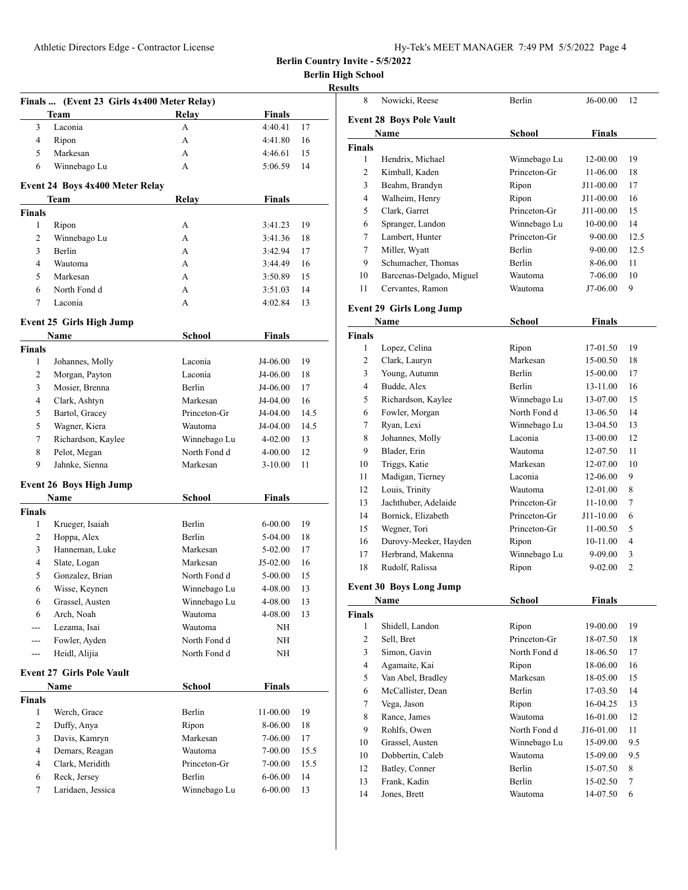**Berlin Country Invite - 5/5/2022**
**Berlin High School**
**Results**

### Finals ... (Event 23 Girls 4x400 Meter Relay)

| | Team | Relay | Finals | |
|---|---|---|---|---|
| 3 | Laconia | A | 4:40.41 | 17 |
| 4 | Ripon | A | 4:41.80 | 16 |
| 5 | Markesan | A | 4:46.61 | 15 |
| 6 | Winnebago Lu | A | 5:06.59 | 14 |

### Event 24 Boys 4x400 Meter Relay

| | Team | Relay | Finals | |
|---|---|---|---|---|
| **Finals** | | | | |
| 1 | Ripon | A | 3:41.23 | 19 |
| 2 | Winnebago Lu | A | 3:41.36 | 18 |
| 3 | Berlin | A | 3:42.94 | 17 |
| 4 | Wautoma | A | 3:44.49 | 16 |
| 5 | Markesan | A | 3:50.89 | 15 |
| 6 | North Fond d | A | 3:51.03 | 14 |
| 7 | Laconia | A | 4:02.84 | 13 |

### Event 25 Girls High Jump

| | Name | School | Finals | |
|---|---|---|---|---|
| **Finals** | | | | |
| 1 | Johannes, Molly | Laconia | J4-06.00 | 19 |
| 2 | Morgan, Payton | Laconia | J4-06.00 | 18 |
| 3 | Mosier, Brenna | Berlin | J4-06.00 | 17 |
| 4 | Clark, Ashtyn | Markesan | J4-04.00 | 16 |
| 5 | Bartol, Gracey | Princeton-Gr | J4-04.00 | 14.5 |
| 5 | Wagner, Kiera | Wautoma | J4-04.00 | 14.5 |
| 7 | Richardson, Kaylee | Winnebago Lu | 4-02.00 | 13 |
| 8 | Pelot, Megan | North Fond d | 4-00.00 | 12 |
| 9 | Jahnke, Sienna | Markesan | 3-10.00 | 11 |

### Event 26 Boys High Jump

| | Name | School | Finals | |
|---|---|---|---|---|
| **Finals** | | | | |
| 1 | Krueger, Isaiah | Berlin | 6-00.00 | 19 |
| 2 | Hoppa, Alex | Berlin | 5-04.00 | 18 |
| 3 | Hanneman, Luke | Markesan | 5-02.00 | 17 |
| 4 | Slate, Logan | Markesan | J5-02.00 | 16 |
| 5 | Gonzalez, Brian | North Fond d | 5-00.00 | 15 |
| 6 | Wisse, Keynen | Winnebago Lu | 4-08.00 | 13 |
| 6 | Grassel, Austen | Winnebago Lu | 4-08.00 | 13 |
| 6 | Arch, Noah | Wautoma | 4-08.00 | 13 |
| --- | Lezama, Isai | Wautoma | NH | |
| --- | Fowler, Ayden | North Fond d | NH | |
| --- | Heidl, Alijia | North Fond d | NH | |

### Event 27 Girls Pole Vault

| | Name | School | Finals | |
|---|---|---|---|---|
| **Finals** | | | | |
| 1 | Werch, Grace | Berlin | 11-00.00 | 19 |
| 2 | Duffy, Anya | Ripon | 8-06.00 | 18 |
| 3 | Davis, Kamryn | Markesan | 7-06.00 | 17 |
| 4 | Demars, Reagan | Wautoma | 7-00.00 | 15.5 |
| 4 | Clark, Meridith | Princeton-Gr | 7-00.00 | 15.5 |
| 6 | Reck, Jersey | Berlin | 6-06.00 | 14 |
| 7 | Laridaen, Jessica | Winnebago Lu | 6-00.00 | 13 |
| 8 | Nowicki, Reese | Berlin | J6-00.00 | 12 |

### Event 28 Boys Pole Vault

| | Name | School | Finals | |
|---|---|---|---|---|
| **Finals** | | | | |
| 1 | Hendrix, Michael | Winnebago Lu | 12-00.00 | 19 |
| 2 | Kimball, Kaden | Princeton-Gr | 11-06.00 | 18 |
| 3 | Beahm, Brandyn | Ripon | J11-00.00 | 17 |
| 4 | Walheim, Henry | Ripon | J11-00.00 | 16 |
| 5 | Clark, Garret | Princeton-Gr | J11-00.00 | 15 |
| 6 | Spranger, Landon | Winnebago Lu | 10-00.00 | 14 |
| 7 | Lambert, Hunter | Princeton-Gr | 9-00.00 | 12.5 |
| 7 | Miller, Wyatt | Berlin | 9-00.00 | 12.5 |
| 9 | Schumacher, Thomas | Berlin | 8-06.00 | 11 |
| 10 | Barcenas-Delgado, Miguel | Wautoma | 7-06.00 | 10 |
| 11 | Cervantes, Ramon | Wautoma | J7-06.00 | 9 |

### Event 29 Girls Long Jump

| | Name | School | Finals | |
|---|---|---|---|---|
| **Finals** | | | | |
| 1 | Lopez, Celina | Ripon | 17-01.50 | 19 |
| 2 | Clark, Lauryn | Markesan | 15-00.50 | 18 |
| 3 | Young, Autumn | Berlin | 15-00.00 | 17 |
| 4 | Budde, Alex | Berlin | 13-11.00 | 16 |
| 5 | Richardson, Kaylee | Winnebago Lu | 13-07.00 | 15 |
| 6 | Fowler, Morgan | North Fond d | 13-06.50 | 14 |
| 7 | Ryan, Lexi | Winnebago Lu | 13-04.50 | 13 |
| 8 | Johannes, Molly | Laconia | 13-00.00 | 12 |
| 9 | Blader, Erin | Wautoma | 12-07.50 | 11 |
| 10 | Triggs, Katie | Markesan | 12-07.00 | 10 |
| 11 | Madigan, Tierney | Laconia | 12-06.00 | 9 |
| 12 | Louis, Trinity | Wautoma | 12-01.00 | 8 |
| 13 | Jachthuber, Adelaide | Princeton-Gr | 11-10.00 | 7 |
| 14 | Bornick, Elizabeth | Princeton-Gr | J11-10.00 | 6 |
| 15 | Wegner, Tori | Princeton-Gr | 11-00.50 | 5 |
| 16 | Durovy-Meeker, Hayden | Ripon | 10-11.00 | 4 |
| 17 | Herbrand, Makenna | Winnebago Lu | 9-09.00 | 3 |
| 18 | Rudolf, Ralissa | Ripon | 9-02.00 | 2 |

### Event 30 Boys Long Jump

| | Name | School | Finals | |
|---|---|---|---|---|
| **Finals** | | | | |
| 1 | Shidell, Landon | Ripon | 19-00.00 | 19 |
| 2 | Sell, Bret | Princeton-Gr | 18-07.50 | 18 |
| 3 | Simon, Gavin | North Fond d | 18-06.50 | 17 |
| 4 | Agamaite, Kai | Ripon | 18-06.00 | 16 |
| 5 | Van Abel, Bradley | Markesan | 18-05.00 | 15 |
| 6 | McCallister, Dean | Berlin | 17-03.50 | 14 |
| 7 | Vega, Jason | Ripon | 16-04.25 | 13 |
| 8 | Rance, James | Wautoma | 16-01.00 | 12 |
| 9 | Rohlfs, Owen | North Fond d | J16-01.00 | 11 |
| 10 | Grassel, Austen | Winnebago Lu | 15-09.00 | 9.5 |
| 10 | Dobbertin, Caleb | Wautoma | 15-09.00 | 9.5 |
| 12 | Batley, Conner | Berlin | 15-07.50 | 8 |
| 13 | Frank, Kadin | Berlin | 15-02.50 | 7 |
| 14 | Jones, Brett | Wautoma | 14-07.50 | 6 |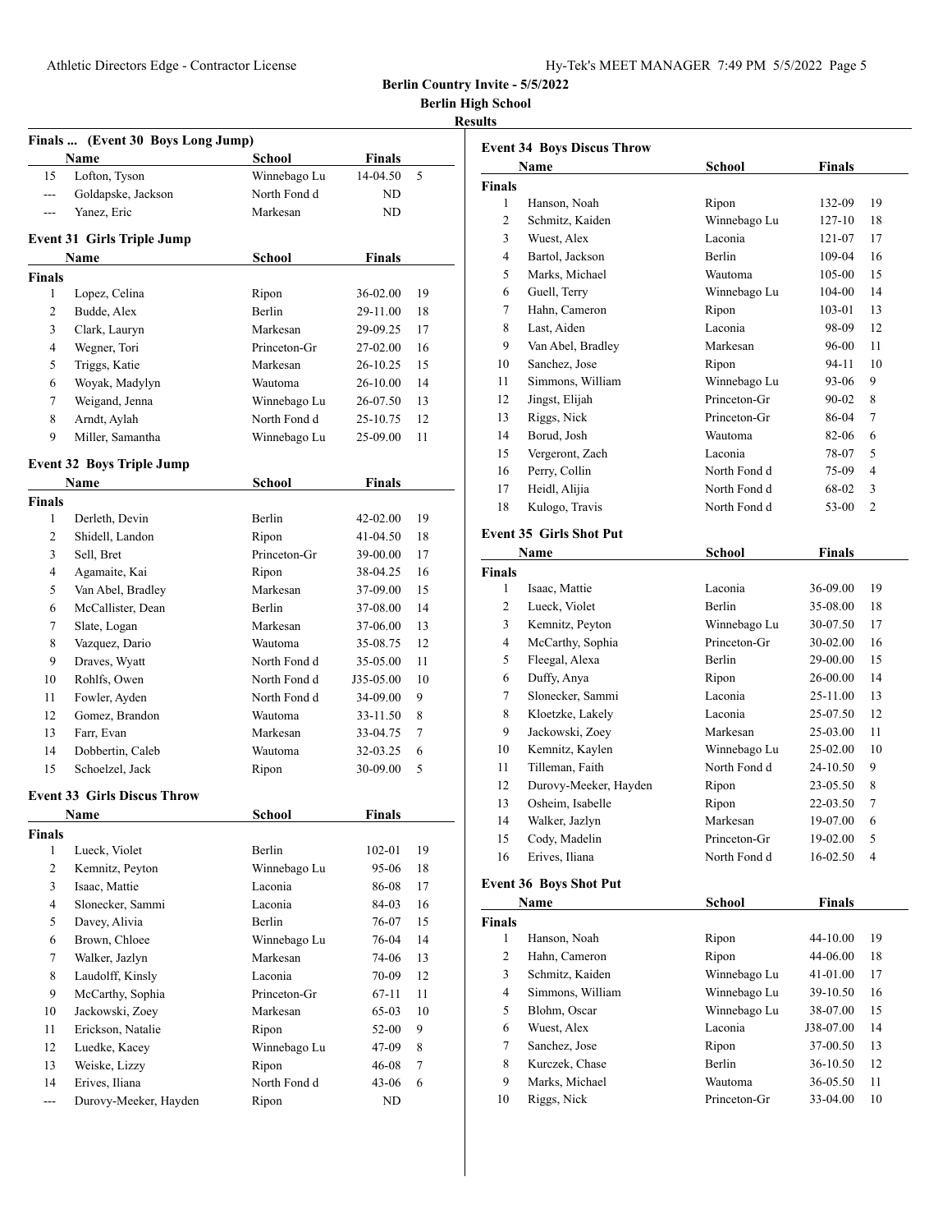Berlin Country Invite - 5/5/2022

Berlin High School

Results

### Finals ... (Event 30 Boys Long Jump)

| | Name | School | Finals | |
|---|---|---|---|---|
| 15 | Lofton, Tyson | Winnebago Lu | 14-04.50 | 5 |
| --- | Goldapske, Jackson | North Fond d | ND | |
| --- | Yanez, Eric | Markesan | ND | |

### Event 31 Girls Triple Jump

| | Name | School | Finals | |
|---|---|---|---|---|
| **Finals** | | | | |
| 1 | Lopez, Celina | Ripon | 36-02.00 | 19 |
| 2 | Budde, Alex | Berlin | 29-11.00 | 18 |
| 3 | Clark, Lauryn | Markesan | 29-09.25 | 17 |
| 4 | Wegner, Tori | Princeton-Gr | 27-02.00 | 16 |
| 5 | Triggs, Katie | Markesan | 26-10.25 | 15 |
| 6 | Woyak, Madylyn | Wautoma | 26-10.00 | 14 |
| 7 | Weigand, Jenna | Winnebago Lu | 26-07.50 | 13 |
| 8 | Arndt, Aylah | North Fond d | 25-10.75 | 12 |
| 9 | Miller, Samantha | Winnebago Lu | 25-09.00 | 11 |

### Event 32 Boys Triple Jump

| | Name | School | Finals | |
|---|---|---|---|---|
| **Finals** | | | | |
| 1 | Derleth, Devin | Berlin | 42-02.00 | 19 |
| 2 | Shidell, Landon | Ripon | 41-04.50 | 18 |
| 3 | Sell, Bret | Princeton-Gr | 39-00.00 | 17 |
| 4 | Agamaite, Kai | Ripon | 38-04.25 | 16 |
| 5 | Van Abel, Bradley | Markesan | 37-09.00 | 15 |
| 6 | McCallister, Dean | Berlin | 37-08.00 | 14 |
| 7 | Slate, Logan | Markesan | 37-06.00 | 13 |
| 8 | Vazquez, Dario | Wautoma | 35-08.75 | 12 |
| 9 | Draves, Wyatt | North Fond d | 35-05.00 | 11 |
| 10 | Rohlfs, Owen | North Fond d | J35-05.00 | 10 |
| 11 | Fowler, Ayden | North Fond d | 34-09.00 | 9 |
| 12 | Gomez, Brandon | Wautoma | 33-11.50 | 8 |
| 13 | Farr, Evan | Markesan | 33-04.75 | 7 |
| 14 | Dobbertin, Caleb | Wautoma | 32-03.25 | 6 |
| 15 | Schoelzel, Jack | Ripon | 30-09.00 | 5 |

### Event 33 Girls Discus Throw

| | Name | School | Finals | |
|---|---|---|---|---|
| **Finals** | | | | |
| 1 | Lueck, Violet | Berlin | 102-01 | 19 |
| 2 | Kemnitz, Peyton | Winnebago Lu | 95-06 | 18 |
| 3 | Isaac, Mattie | Laconia | 86-08 | 17 |
| 4 | Slonecker, Sammi | Laconia | 84-03 | 16 |
| 5 | Davey, Alivia | Berlin | 76-07 | 15 |
| 6 | Brown, Chloee | Winnebago Lu | 76-04 | 14 |
| 7 | Walker, Jazlyn | Markesan | 74-06 | 13 |
| 8 | Laudolff, Kinsly | Laconia | 70-09 | 12 |
| 9 | McCarthy, Sophia | Princeton-Gr | 67-11 | 11 |
| 10 | Jackowski, Zoey | Markesan | 65-03 | 10 |
| 11 | Erickson, Natalie | Ripon | 52-00 | 9 |
| 12 | Luedke, Kacey | Winnebago Lu | 47-09 | 8 |
| 13 | Weiske, Lizzy | Ripon | 46-08 | 7 |
| 14 | Erives, Iliana | North Fond d | 43-06 | 6 |
| --- | Durovy-Meeker, Hayden | Ripon | ND | |

### Event 34 Boys Discus Throw

| | Name | School | Finals | |
|---|---|---|---|---|
| **Finals** | | | | |
| 1 | Hanson, Noah | Ripon | 132-09 | 19 |
| 2 | Schmitz, Kaiden | Winnebago Lu | 127-10 | 18 |
| 3 | Wuest, Alex | Laconia | 121-07 | 17 |
| 4 | Bartol, Jackson | Berlin | 109-04 | 16 |
| 5 | Marks, Michael | Wautoma | 105-00 | 15 |
| 6 | Guell, Terry | Winnebago Lu | 104-00 | 14 |
| 7 | Hahn, Cameron | Ripon | 103-01 | 13 |
| 8 | Last, Aiden | Laconia | 98-09 | 12 |
| 9 | Van Abel, Bradley | Markesan | 96-00 | 11 |
| 10 | Sanchez, Jose | Ripon | 94-11 | 10 |
| 11 | Simmons, William | Winnebago Lu | 93-06 | 9 |
| 12 | Jingst, Elijah | Princeton-Gr | 90-02 | 8 |
| 13 | Riggs, Nick | Princeton-Gr | 86-04 | 7 |
| 14 | Borud, Josh | Wautoma | 82-06 | 6 |
| 15 | Vergeront, Zach | Laconia | 78-07 | 5 |
| 16 | Perry, Collin | North Fond d | 75-09 | 4 |
| 17 | Heidl, Alijia | North Fond d | 68-02 | 3 |
| 18 | Kulogo, Travis | North Fond d | 53-00 | 2 |

### Event 35 Girls Shot Put

| | Name | School | Finals | |
|---|---|---|---|---|
| **Finals** | | | | |
| 1 | Isaac, Mattie | Laconia | 36-09.00 | 19 |
| 2 | Lueck, Violet | Berlin | 35-08.00 | 18 |
| 3 | Kemnitz, Peyton | Winnebago Lu | 30-07.50 | 17 |
| 4 | McCarthy, Sophia | Princeton-Gr | 30-02.00 | 16 |
| 5 | Fleegal, Alexa | Berlin | 29-00.00 | 15 |
| 6 | Duffy, Anya | Ripon | 26-00.00 | 14 |
| 7 | Slonecker, Sammi | Laconia | 25-11.00 | 13 |
| 8 | Kloetzke, Lakely | Laconia | 25-07.50 | 12 |
| 9 | Jackowski, Zoey | Markesan | 25-03.00 | 11 |
| 10 | Kemnitz, Kaylen | Winnebago Lu | 25-02.00 | 10 |
| 11 | Tilleman, Faith | North Fond d | 24-10.50 | 9 |
| 12 | Durovy-Meeker, Hayden | Ripon | 23-05.50 | 8 |
| 13 | Osheim, Isabelle | Ripon | 22-03.50 | 7 |
| 14 | Walker, Jazlyn | Markesan | 19-07.00 | 6 |
| 15 | Cody, Madelin | Princeton-Gr | 19-02.00 | 5 |
| 16 | Erives, Iliana | North Fond d | 16-02.50 | 4 |

### Event 36 Boys Shot Put

| | Name | School | Finals | |
|---|---|---|---|---|
| **Finals** | | | | |
| 1 | Hanson, Noah | Ripon | 44-10.00 | 19 |
| 2 | Hahn, Cameron | Ripon | 44-06.00 | 18 |
| 3 | Schmitz, Kaiden | Winnebago Lu | 41-01.00 | 17 |
| 4 | Simmons, William | Winnebago Lu | 39-10.50 | 16 |
| 5 | Blohm, Oscar | Winnebago Lu | 38-07.00 | 15 |
| 6 | Wuest, Alex | Laconia | J38-07.00 | 14 |
| 7 | Sanchez, Jose | Ripon | 37-00.50 | 13 |
| 8 | Kurczek, Chase | Berlin | 36-10.50 | 12 |
| 9 | Marks, Michael | Wautoma | 36-05.50 | 11 |
| 10 | Riggs, Nick | Princeton-Gr | 33-04.00 | 10 |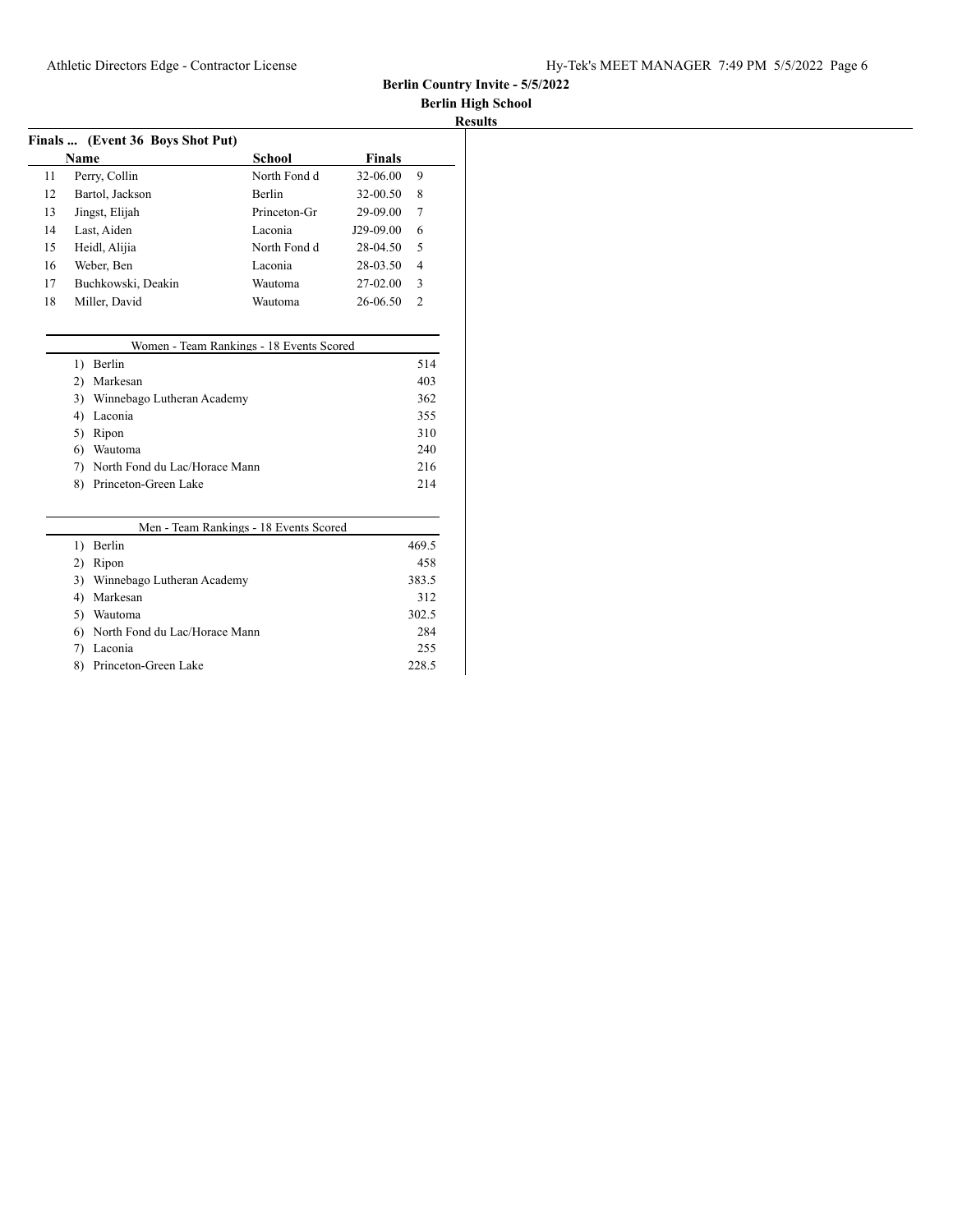**Finals ... (Event 36 Boys Shot Put)**

| | Name | School | Finals | |
|---|---|---|---|---|
| 11 | Perry, Collin | North Fond d | 32-06.00 | 9 |
| 12 | Bartol, Jackson | Berlin | 32-00.50 | 8 |
| 13 | Jingst, Elijah | Princeton-Gr | 29-09.00 | 7 |
| 14 | Last, Aiden | Laconia | J29-09.00 | 6 |
| 15 | Heidl, Alijia | North Fond d | 28-04.50 | 5 |
| 16 | Weber, Ben | Laconia | 28-03.50 | 4 |
| 17 | Buchkowski, Deakin | Wautoma | 27-02.00 | 3 |
| 18 | Miller, David | Wautoma | 26-06.50 | 2 |

**Women - Team Rankings - 18 Events Scored**

| | | |
|---|---|---|
| 1) | Berlin | 514 |
| 2) | Markesan | 403 |
| 3) | Winnebago Lutheran Academy | 362 |
| 4) | Laconia | 355 |
| 5) | Ripon | 310 |
| 6) | Wautoma | 240 |
| 7) | North Fond du Lac/Horace Mann | 216 |
| 8) | Princeton-Green Lake | 214 |

**Men - Team Rankings - 18 Events Scored**

| | | |
|---|---|---|
| 1) | Berlin | 469.5 |
| 2) | Ripon | 458 |
| 3) | Winnebago Lutheran Academy | 383.5 |
| 4) | Markesan | 312 |
| 5) | Wautoma | 302.5 |
| 6) | North Fond du Lac/Horace Mann | 284 |
| 7) | Laconia | 255 |
| 8) | Princeton-Green Lake | 228.5 |